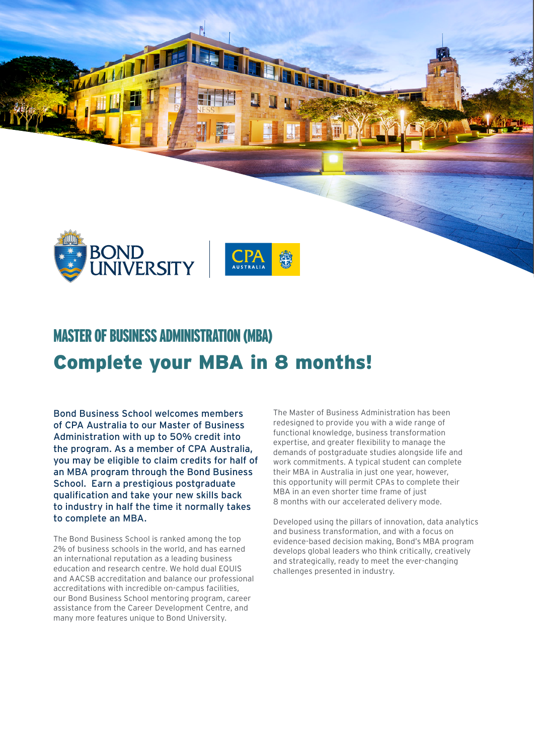# MASTER OF BUSINESS ADMINISTRATION (MBA)

## Complete your MBA in 8 months!

**Bond Business School welcomes members of CPA Australia to our Master of Business Administration with up to 50% credit into the program. As a member of CPA Australia, you may be eligible to claim credits for half of an MBA program through the Bond Business School. Earn a prestigious postgraduate qualification and take your new skills back to industry in half the time it normally takes to complete an MBA.**

The Bond Business School is ranked among the top 2% of business schools in the world, and has earned an international reputation as a leading business education and research centre. We hold dual EQUIS and AACSB accreditation and balance our professional accreditations with incredible on-campus facilities, our Bond Business School mentoring program, career assistance from the Career Development Centre, and many more features unique to Bond University.

The Master of Business Administration has been redesigned to provide you with a wide range of functional knowledge, business transformation expertise, and greater flexibility to manage the demands of postgraduate studies alongside life and work commitments. A typical student can complete their MBA in Australia in just one year, however, this opportunity will permit CPAs to complete their MBA in an even shorter time frame of just 8 months with our accelerated delivery mode.

Developed using the pillars of innovation, data analytics and business transformation, and with a focus on evidence-based decision making, Bond's MBA program develops global leaders who think critically, creatively and strategically, ready to meet the ever-changing challenges presented in industry.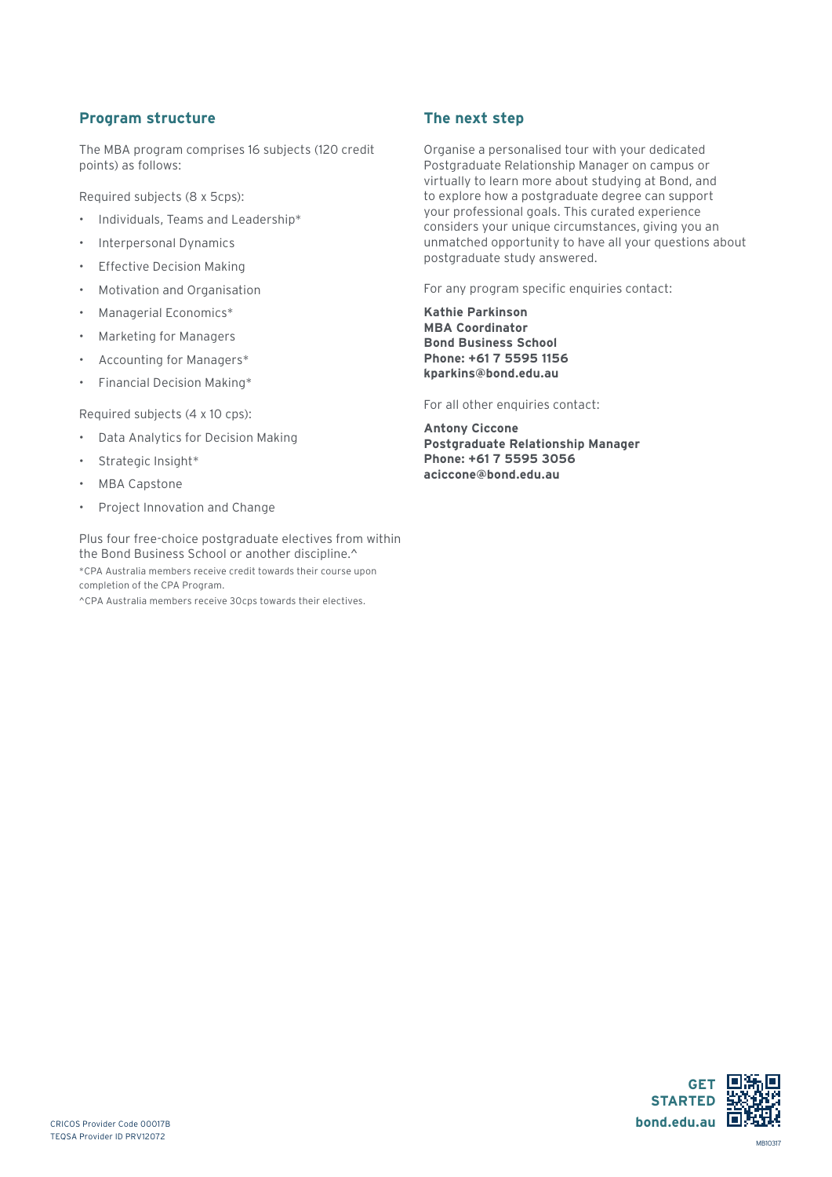## Program structure

The MBA program comprises 16 subjects (120 credit points) as follows:

Required subjects (8 x 5cps):

- Individuals, Teams and Leadership*
- Interpersonal Dynamics
- Effective Decision Making
- Motivation and Organisation
- Managerial Economics*
- Marketing for Managers
- Accounting for Managers*
- Financial Decision Making*

Required subjects (4 x 10 cps):

- Data Analytics for Decision Making
- Strategic Insight*
- MBA Capstone
- Project Innovation and Change

Plus four free-choice postgraduate electives from within the Bond Business School or another discipline.^

*CPA Australia members receive credit towards their course upon completion of the CPA Program.

^CPA Australia members receive 30cps towards their electives.

## The next step

Organise a personalised tour with your dedicated Postgraduate Relationship Manager on campus or virtually to learn more about studying at Bond, and to explore how a postgraduate degree can support your professional goals. This curated experience considers your unique circumstances, giving you an unmatched opportunity to have all your questions about postgraduate study answered.

For any program specific enquiries contact:

**Kathie Parkinson**
**MBA Coordinator**
**Bond Business School**
**Phone: +61 7 5595 1156**
**kparkins@bond.edu.au**

For all other enquiries contact:

**Antony Ciccone**
**Postgraduate Relationship Manager**
**Phone: +61 7 5595 3056**
**aciccone@bond.edu.au**

**GET STARTED**
**bond.edu.au**

CRICOS Provider Code 00017B
TEQSA Provider ID PRV12072

MB10317